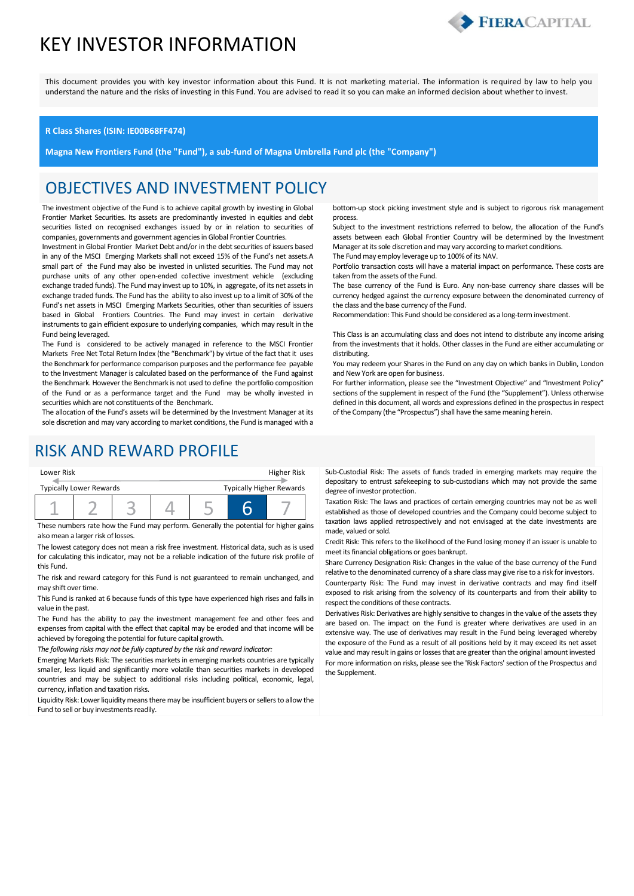# KEY INVESTOR INFORMATION

This document provides you with key investor information about this Fund. It is not marketing material. The information is required by law to help you understand the nature and the risks of investing in this Fund. You are advised to read it so you can make an informed decision about whether to invest.

**R Class Shares (ISIN: IE00B68FF474)**

**Magna New Frontiers Fund (the "Fund"), a sub-fund of Magna Umbrella Fund plc (the "Company")**

## OBJECTIVES AND INVESTMENT POLICY

The investment objective of the Fund is to achieve capital growth by investing in Global Frontier Market Securities. Its assets are predominantly invested in equities and debt securities listed on recognised exchanges issued by or in relation to securities of companies, governments and government agencies in Global Frontier Countries.

Investment in Global Frontier Market Debt and/or in the debt securities of issuers based in any of the MSCI Emerging Markets shall not exceed 15% of the Fund's net assets.A small part of the Fund may also be invested in unlisted securities. The Fund may not purchase units of any other open-ended collective investment vehicle (excluding exchange traded funds). The Fund may invest up to 10%, in aggregate, of its net assets in exchange traded funds. The Fund has the ability to also invest up to a limit of 30% of the Fund's net assets in MSCI Emerging Markets Securities, other than securities of issuers based in Global Frontiers Countries. The Fund may invest in certain derivative instruments to gain efficient exposure to underlying companies, which may result in the Fund being leveraged.

The Fund is considered to be actively managed in reference to the MSCI Frontier Markets Free Net Total Return Index (the "Benchmark") by virtue of the fact that it uses the Benchmark for performance comparison purposes and the performance fee payable to the Investment Manager is calculated based on the performance of the Fund against the Benchmark. However the Benchmark is not used to define the portfolio composition of the Fund or as a performance target and the Fund may be wholly invested in securities which are not constituents of the Benchmark.

The allocation of the Fund's assets will be determined by the Investment Manager at its sole discretion and may vary according to market conditions, the Fund is managed with a bottom-up stock picking investment style and is subject to rigorous risk management process.

Subject to the investment restrictions referred to below, the allocation of the Fund's assets between each Global Frontier Country will be determined by the Investment Manager at its sole discretion and may vary according to market conditions.

The Fund may employ leverage up to 100% of its NAV.

Portfolio transaction costs will have a material impact on performance. These costs are taken from the assets of the Fund.

The base currency of the Fund is Euro. Any non-base currency share classes will be currency hedged against the currency exposure between the denominated currency of the class and the base currency of the Fund.

Recommendation: This Fund should be considered as a long-term investment.

This Class is an accumulating class and does not intend to distribute any income arising from the investments that it holds. Other classes in the Fund are either accumulating or distributing.

You may redeem your Shares in the Fund on any day on which banks in Dublin, London and New York are open for business.

For further information, please see the "Investment Objective" and "Investment Policy" sections of the supplement in respect of the Fund (the "Supplement"). Unless otherwise defined in this document, all words and expressions defined in the prospectus in respect of the Company (the "Prospectus") shall have the same meaning herein.

## RISK AND REWARD PROFILE

Lower Risk — Higher Risk

Typically Lower Rewards — Typically Higher Rewards

| 1 | 2 | 3 | 4 | 5 | **6** | 7 |
|---|---|---|---|---|---|---|

These numbers rate how the Fund may perform. Generally the potential for higher gains also mean a larger risk of losses.

The lowest category does not mean a risk free investment. Historical data, such as is used for calculating this indicator, may not be a reliable indication of the future risk profile of this Fund.

The risk and reward category for this Fund is not guaranteed to remain unchanged, and may shift over time.

This Fund is ranked at 6 because funds of this type have experienced high rises and falls in value in the past.

The Fund has the ability to pay the investment management fee and other fees and expenses from capital with the effect that capital may be eroded and that income will be achieved by foregoing the potential for future capital growth.

*The following risks may not be fully captured by the risk and reward indicator:*

Emerging Markets Risk: The securities markets in emerging markets countries are typically smaller, less liquid and significantly more volatile than securities markets in developed countries and may be subject to additional risks including political, economic, legal, currency, inflation and taxation risks.

Liquidity Risk: Lower liquidity means there may be insufficient buyers or sellers to allow the Fund to sell or buy investments readily.

Sub-Custodial Risk: The assets of funds traded in emerging markets may require the depositary to entrust safekeeping to sub-custodians which may not provide the same degree of investor protection.

Taxation Risk: The laws and practices of certain emerging countries may not be as well established as those of developed countries and the Company could become subject to taxation laws applied retrospectively and not envisaged at the date investments are made, valued or sold.

Credit Risk: This refers to the likelihood of the Fund losing money if an issuer is unable to meet its financial obligations or goes bankrupt.

Share Currency Designation Risk: Changes in the value of the base currency of the Fund relative to the denominated currency of a share class may give rise to a risk for investors.

Counterparty Risk: The Fund may invest in derivative contracts and may find itself exposed to risk arising from the solvency of its counterparts and from their ability to respect the conditions of these contracts.

Derivatives Risk: Derivatives are highly sensitive to changes in the value of the assets they are based on. The impact on the Fund is greater where derivatives are used in an extensive way. The use of derivatives may result in the Fund being leveraged whereby the exposure of the Fund as a result of all positions held by it may exceed its net asset value and may result in gains or losses that are greater than the original amount invested

For more information on risks, please see the 'Risk Factors' section of the Prospectus and the Supplement.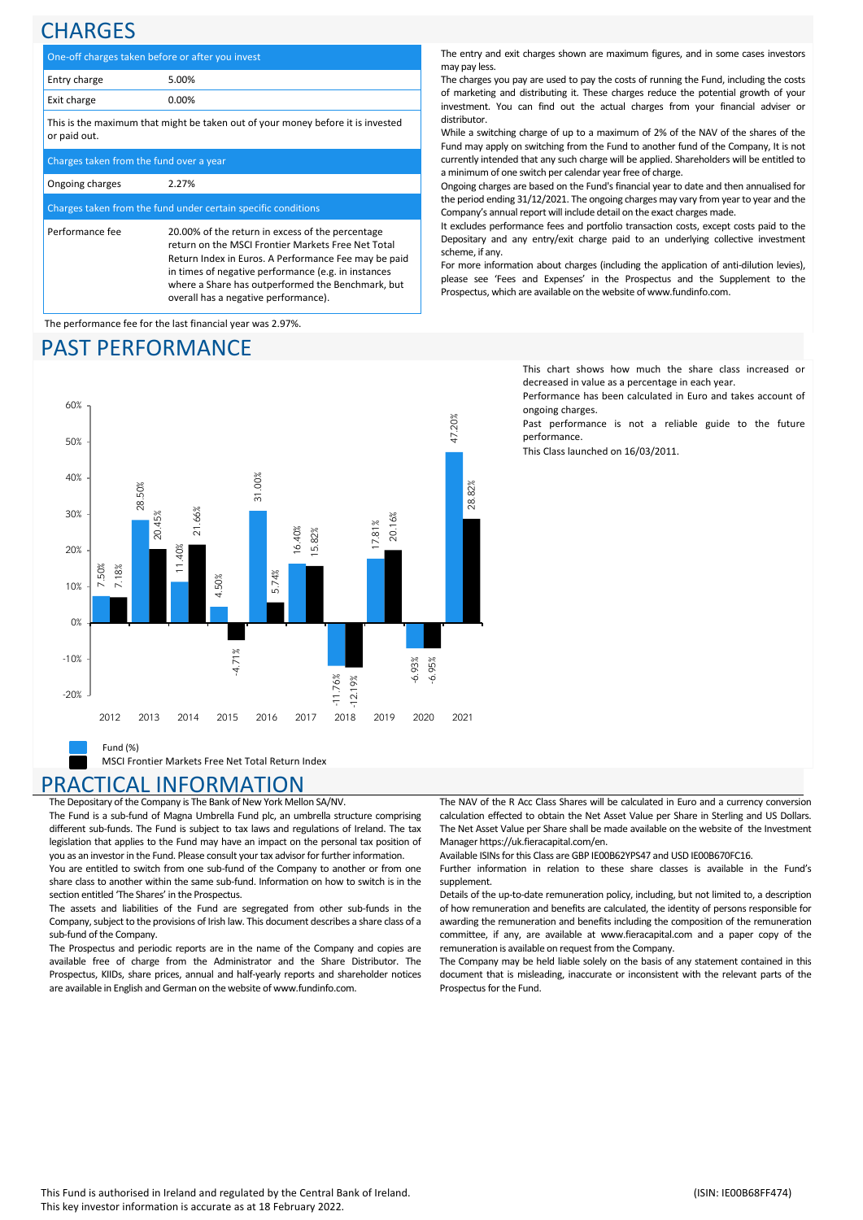## CHARGES

| One-off charges taken before or after you invest | |
|---|---|
| Entry charge | 5.00% |
| Exit charge | 0.00% |
| This is the maximum that might be taken out of your money before it is invested or paid out. | |
| **Charges taken from the fund over a year** | |
| Ongoing charges | 2.27% |
| **Charges taken from the fund under certain specific conditions** | |
| Performance fee | 20.00% of the return in excess of the percentage return on the MSCI Frontier Markets Free Net Total Return Index in Euros. A Performance Fee may be paid in times of negative performance (e.g. in instances where a Share has outperformed the Benchmark, but overall has a negative performance). |

The performance fee for the last financial year was 2.97%.

The entry and exit charges shown are maximum figures, and in some cases investors may pay less.

The charges you pay are used to pay the costs of running the Fund, including the costs of marketing and distributing it. These charges reduce the potential growth of your investment. You can find out the actual charges from your financial adviser or distributor.

While a switching charge of up to a maximum of 2% of the NAV of the shares of the Fund may apply on switching from the Fund to another fund of the Company, It is not currently intended that any such charge will be applied. Shareholders will be entitled to a minimum of one switch per calendar year free of charge.

Ongoing charges are based on the Fund's financial year to date and then annualised for the period ending 31/12/2021. The ongoing charges may vary from year to year and the Company's annual report will include detail on the exact charges made.

It excludes performance fees and portfolio transaction costs, except costs paid to the Depositary and any entry/exit charge paid to an underlying collective investment scheme, if any.

For more information about charges (including the application of anti-dilution levies), please see 'Fees and Expenses' in the Prospectus and the Supplement to the Prospectus, which are available on the website of www.fundinfo.com.

## PAST PERFORMANCE

60%
50%
40%
30%
20%
10%
0%
-10%
-20%

2012: 7.50% 7.18%
2013: 28.50% 20.45%
2014: 11.40% 21.66%
2015: 4.50% -4.71%
2016: 31.00% 5.74%
2017: 16.40% 15.82%
2018: -11.76% -12.19%
2019: 17.81% 20.16%
2020: -6.93% -6.95%
2021: 47.20% 28.82%

Fund (%)
MSCI Frontier Markets Free Net Total Return Index

This chart shows how much the share class increased or decreased in value as a percentage in each year.

Performance has been calculated in Euro and takes account of ongoing charges.

Past performance is not a reliable guide to the future performance.

This Class launched on 16/03/2011.

## PRACTICAL INFORMATION

The Depositary of the Company is The Bank of New York Mellon SA/NV.

The Fund is a sub-fund of Magna Umbrella Fund plc, an umbrella structure comprising different sub-funds. The Fund is subject to tax laws and regulations of Ireland. The tax legislation that applies to the Fund may have an impact on the personal tax position of you as an investor in the Fund. Please consult your tax advisor for further information.

You are entitled to switch from one sub-fund of the Company to another or from one share class to another within the same sub-fund. Information on how to switch is in the section entitled 'The Shares' in the Prospectus.

The assets and liabilities of the Fund are segregated from other sub-funds in the Company, subject to the provisions of Irish law. This document describes a share class of a sub-fund of the Company.

The Prospectus and periodic reports are in the name of the Company and copies are available free of charge from the Administrator and the Share Distributor. The Prospectus, KIIDs, share prices, annual and half-yearly reports and shareholder notices are available in English and German on the website of www.fundinfo.com.

The NAV of the R Acc Class Shares will be calculated in Euro and a currency conversion calculation effected to obtain the Net Asset Value per Share in Sterling and US Dollars. The Net Asset Value per Share shall be made available on the website of the Investment Manager https://uk.fieracapital.com/en.

Available ISINs for this Class are GBP IE00B62YPS47 and USD IE00B670FC16.

Further information in relation to these share classes is available in the Fund's supplement.

Details of the up-to-date remuneration policy, including, but not limited to, a description of how remuneration and benefits are calculated, the identity of persons responsible for awarding the remuneration and benefits including the composition of the remuneration committee, if any, are available at www.fieracapital.com and a paper copy of the remuneration is available on request from the Company.

The Company may be held liable solely on the basis of any statement contained in this document that is misleading, inaccurate or inconsistent with the relevant parts of the Prospectus for the Fund.

This Fund is authorised in Ireland and regulated by the Central Bank of Ireland.
This key investor information is accurate as at 18 February 2022.

(ISIN: IE00B68FF474)